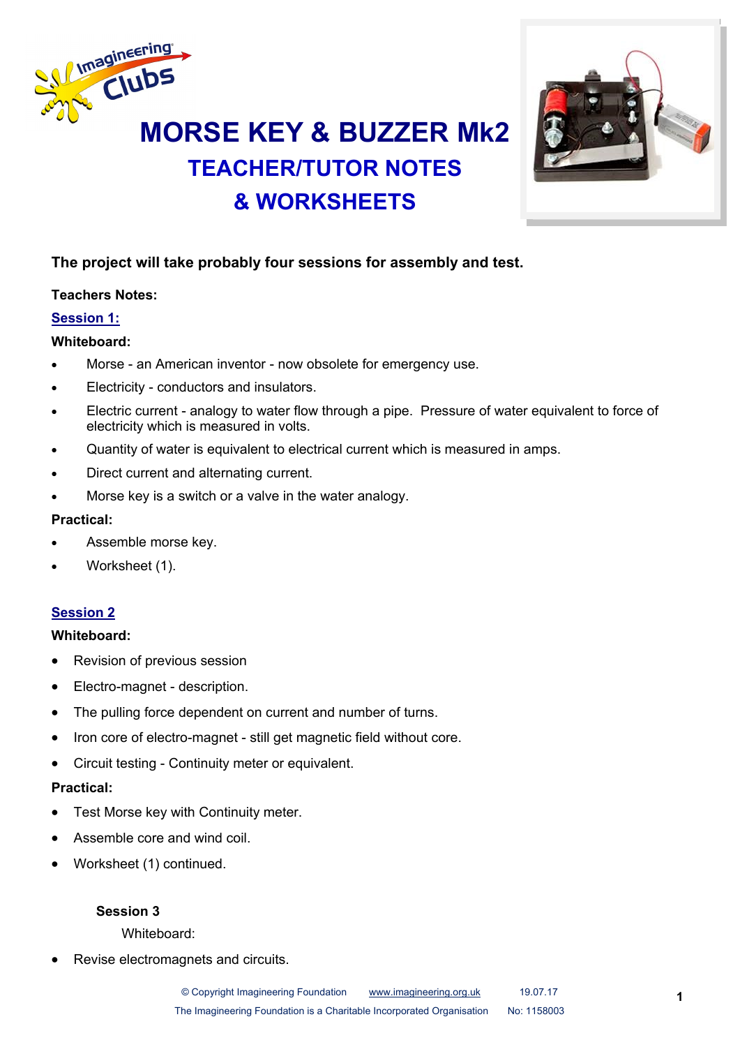# MORSE KEY & BUZZER Mk2

## TEACHER/TUTOR NOTES

## & WORKSHEETS

**The project will take probably four sessions for assembly and test.**

**Teachers Notes:**

**Session 1:**

**Whiteboard:**

- Morse - an American inventor - now obsolete for emergency use.
- Electricity - conductors and insulators.
- Electric current - analogy to water flow through a pipe. Pressure of water equivalent to force of electricity which is measured in volts.
- Quantity of water is equivalent to electrical current which is measured in amps.
- Direct current and alternating current.
- Morse key is a switch or a valve in the water analogy.

**Practical:**

- Assemble morse key.
- Worksheet (1).

**Session 2**

**Whiteboard:**

- Revision of previous session
- Electro-magnet - description.
- The pulling force dependent on current and number of turns.
- Iron core of electro-magnet - still get magnetic field without core.
- Circuit testing - Continuity meter or equivalent.

**Practical:**

- Test Morse key with Continuity meter.
- Assemble core and wind coil.
- Worksheet (1) continued.

**Session 3**

Whiteboard:

- Revise electromagnets and circuits.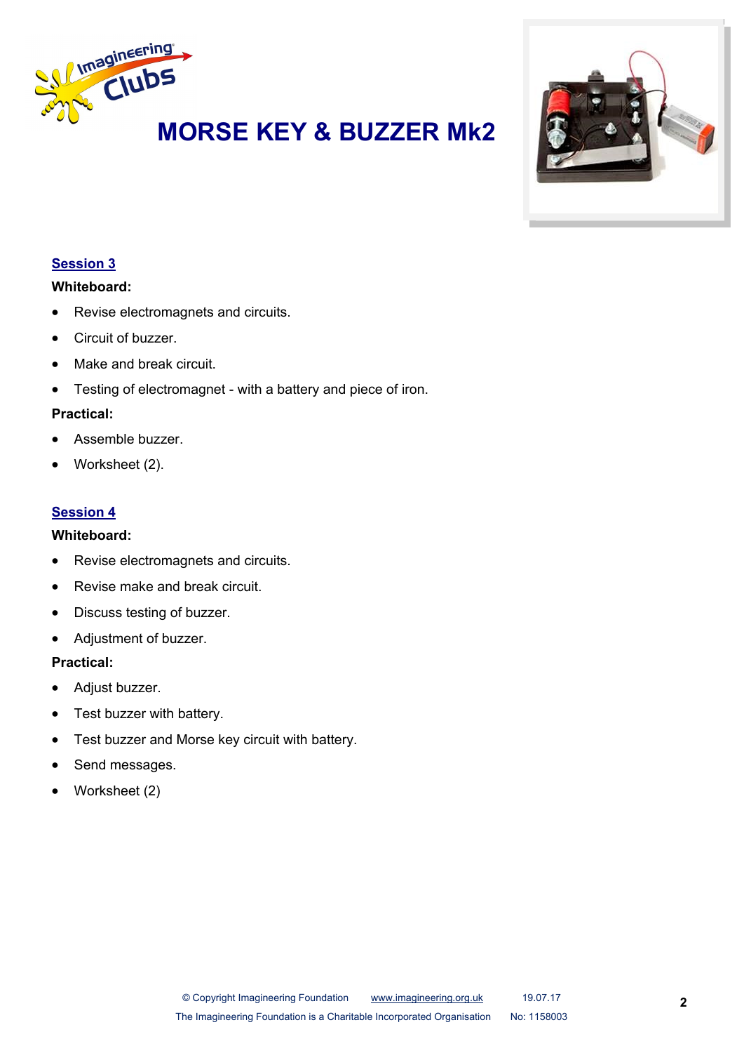# MORSE KEY & BUZZER Mk2

## Session 3

**Whiteboard:**

- Revise electromagnets and circuits.
- Circuit of buzzer.
- Make and break circuit.
- Testing of electromagnet - with a battery and piece of iron.

**Practical:**

- Assemble buzzer.
- Worksheet (2).

## Session 4

**Whiteboard:**

- Revise electromagnets and circuits.
- Revise make and break circuit.
- Discuss testing of buzzer.
- Adjustment of buzzer.

**Practical:**

- Adjust buzzer.
- Test buzzer with battery.
- Test buzzer and Morse key circuit with battery.
- Send messages.
- Worksheet (2)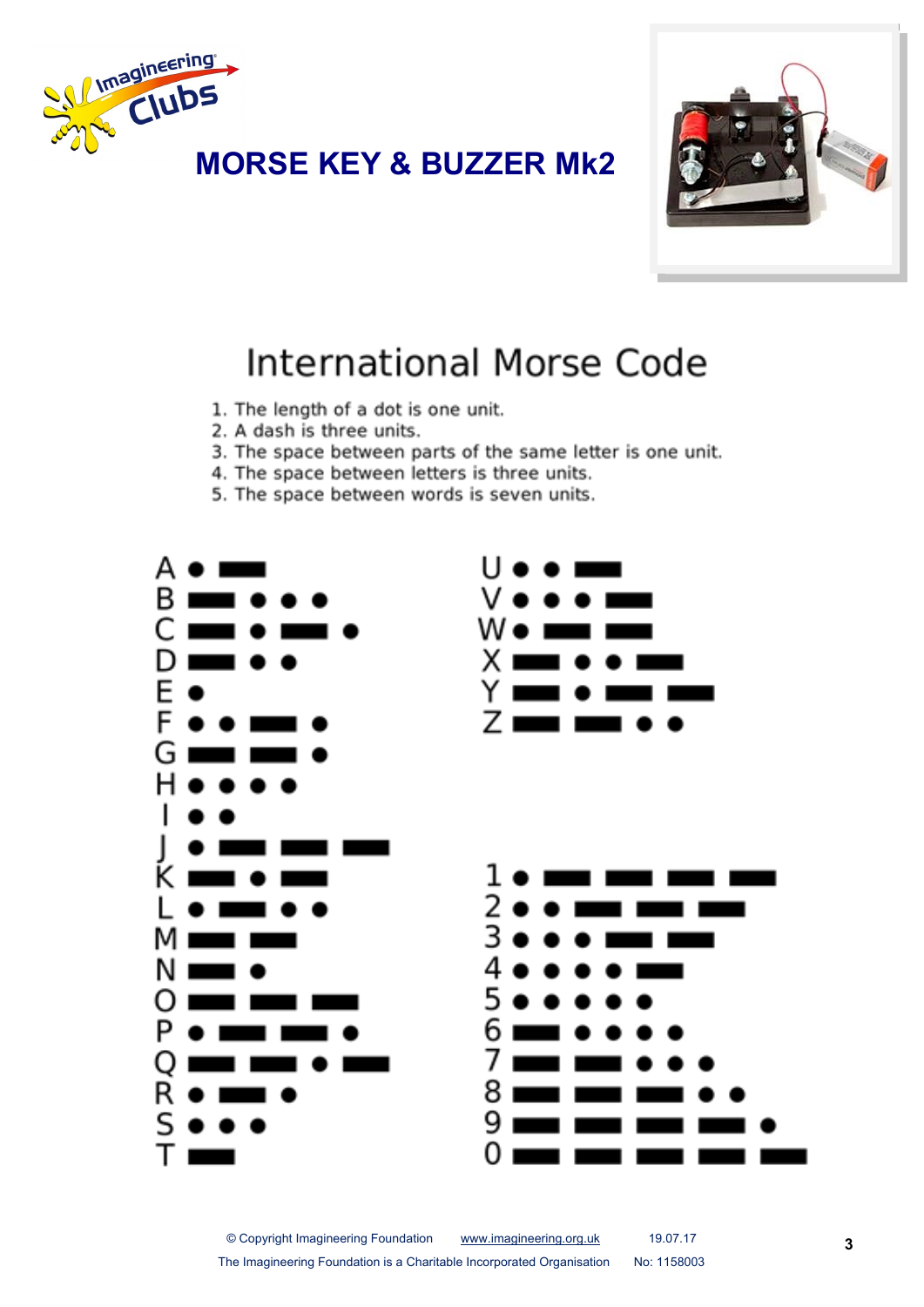# MORSE KEY & BUZZER Mk2

## International Morse Code

1. The length of a dot is one unit.
2. A dash is three units.
3. The space between parts of the same letter is one unit.
4. The space between letters is three units.
5. The space between words is seven units.

| Character | Code |
|---|---|
| A | ● ▬ |
| B | ▬ ● ● ● |
| C | ▬ ● ▬ ● |
| D | ▬ ● ● |
| E | ● |
| F | ● ● ▬ ● |
| G | ▬ ▬ ● |
| H | ● ● ● ● |
| I | ● ● |
| J | ● ▬ ▬ ▬ |
| K | ▬ ● ▬ |
| L | ● ▬ ● ● |
| M | ▬ ▬ |
| N | ▬ ● |
| O | ▬ ▬ ▬ |
| P | ● ▬ ▬ ● |
| Q | ▬ ▬ ● ▬ |
| R | ● ▬ ● |
| S | ● ● ● |
| T | ▬ |
| U | ● ● ▬ |
| V | ● ● ● ▬ |
| W | ● ▬ ▬ |
| X | ▬ ● ● ▬ |
| Y | ▬ ● ▬ ▬ |
| Z | ▬ ▬ ● ● |
| 1 | ● ▬ ▬ ▬ ▬ |
| 2 | ● ● ▬ ▬ ▬ |
| 3 | ● ● ● ▬ ▬ |
| 4 | ● ● ● ● ▬ |
| 5 | ● ● ● ● ● |
| 6 | ▬ ● ● ● ● |
| 7 | ▬ ▬ ● ● ● |
| 8 | ▬ ▬ ▬ ● ● |
| 9 | ▬ ▬ ▬ ▬ ● |
| 0 | ▬ ▬ ▬ ▬ ▬ |

© Copyright Imagineering Foundation www.imagineering.org.uk 19.07.17

The Imagineering Foundation is a Charitable Incorporated Organisation No: 1158003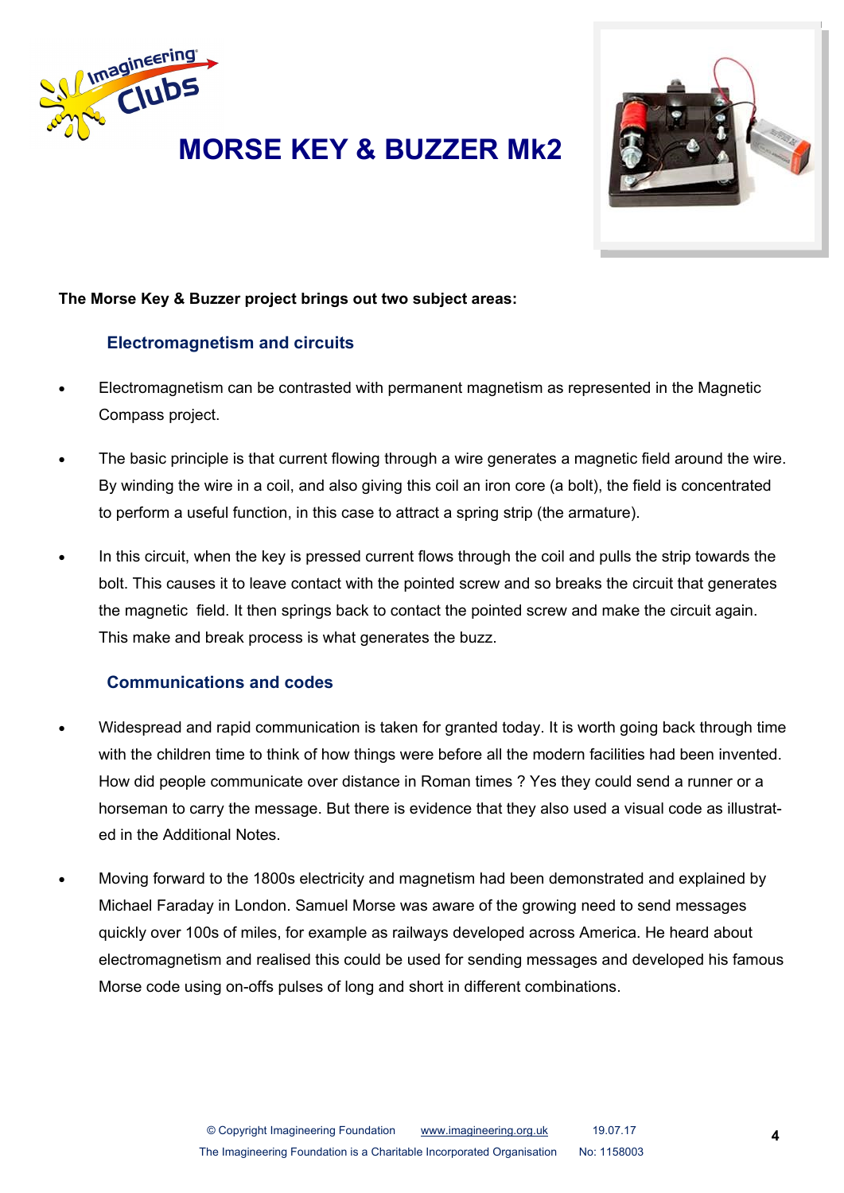# MORSE KEY & BUZZER Mk2

**The Morse Key & Buzzer project brings out two subject areas:**

## Electromagnetism and circuits

- Electromagnetism can be contrasted with permanent magnetism as represented in the Magnetic Compass project.
- The basic principle is that current flowing through a wire generates a magnetic field around the wire. By winding the wire in a coil, and also giving this coil an iron core (a bolt), the field is concentrated to perform a useful function, in this case to attract a spring strip (the armature).
- In this circuit, when the key is pressed current flows through the coil and pulls the strip towards the bolt. This causes it to leave contact with the pointed screw and so breaks the circuit that generates the magnetic field. It then springs back to contact the pointed screw and make the circuit again. This make and break process is what generates the buzz.

## Communications and codes

- Widespread and rapid communication is taken for granted today. It is worth going back through time with the children time to think of how things were before all the modern facilities had been invented. How did people communicate over distance in Roman times ? Yes they could send a runner or a horseman to carry the message. But there is evidence that they also used a visual code as illustrated in the Additional Notes.
- Moving forward to the 1800s electricity and magnetism had been demonstrated and explained by Michael Faraday in London. Samuel Morse was aware of the growing need to send messages quickly over 100s of miles, for example as railways developed across America. He heard about electromagnetism and realised this could be used for sending messages and developed his famous Morse code using on-offs pulses of long and short in different combinations.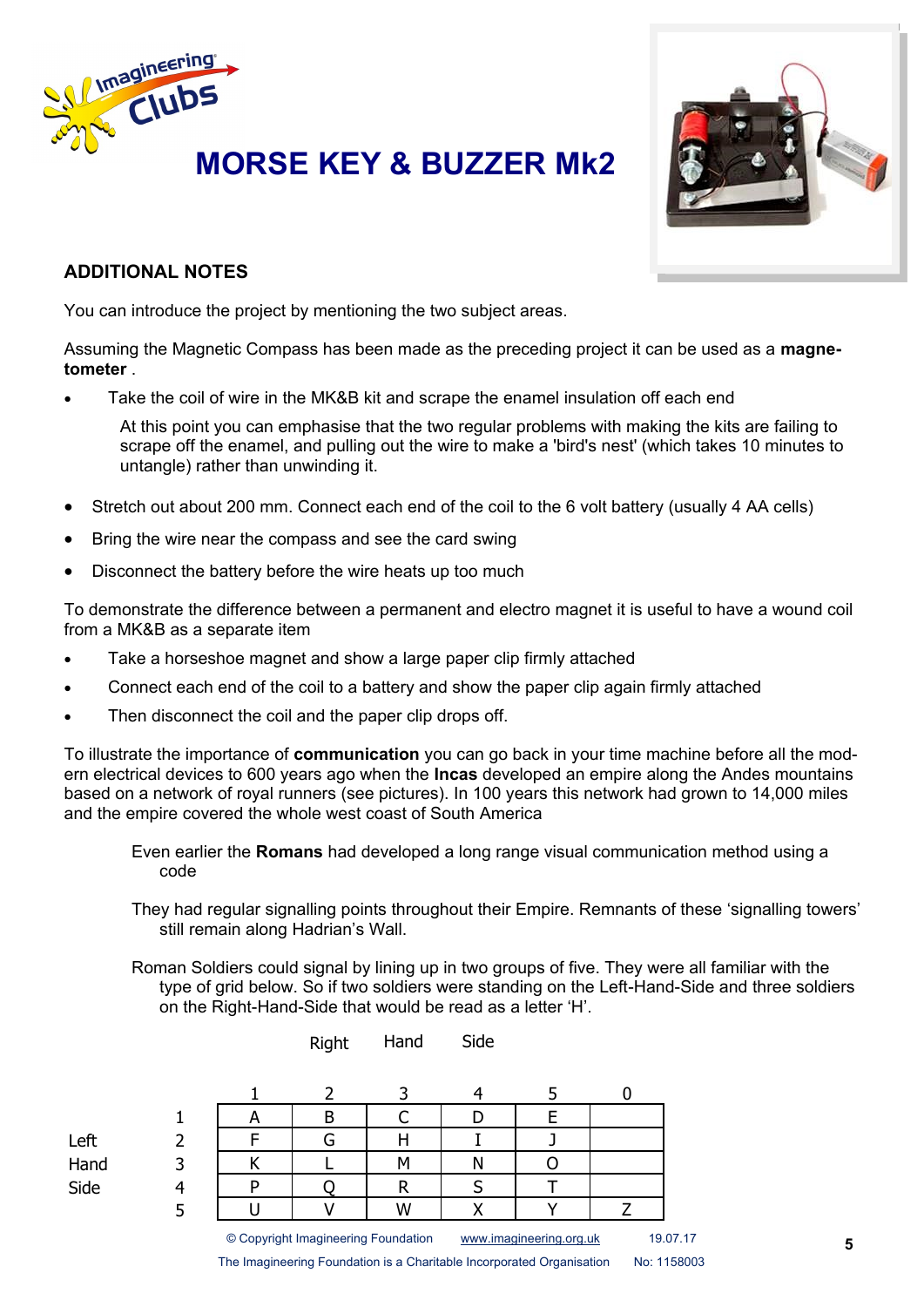# MORSE KEY & BUZZER Mk2

## ADDITIONAL NOTES

You can introduce the project by mentioning the two subject areas.

Assuming the Magnetic Compass has been made as the preceding project it can be used as a **magnetometer** .

- Take the coil of wire in the MK&B kit and scrape the enamel insulation off each end

  At this point you can emphasise that the two regular problems with making the kits are failing to scrape off the enamel, and pulling out the wire to make a 'bird's nest' (which takes 10 minutes to untangle) rather than unwinding it.

- Stretch out about 200 mm. Connect each end of the coil to the 6 volt battery (usually 4 AA cells)
- Bring the wire near the compass and see the card swing
- Disconnect the battery before the wire heats up too much

To demonstrate the difference between a permanent and electro magnet it is useful to have a wound coil from a MK&B as a separate item

- Take a horseshoe magnet and show a large paper clip firmly attached
- Connect each end of the coil to a battery and show the paper clip again firmly attached
- Then disconnect the coil and the paper clip drops off.

To illustrate the importance of **communication** you can go back in your time machine before all the modern electrical devices to 600 years ago when the **Incas** developed an empire along the Andes mountains based on a network of royal runners (see pictures). In 100 years this network had grown to 14,000 miles and the empire covered the whole west coast of South America

Even earlier the **Romans** had developed a long range visual communication method using a code

They had regular signalling points throughout their Empire. Remnants of these 'signalling towers' still remain along Hadrian's Wall.

Roman Soldiers could signal by lining up in two groups of five. They were all familiar with the type of grid below. So if two soldiers were standing on the Left-Hand-Side and three soldiers on the Right-Hand-Side that would be read as a letter 'H'.

Right Hand Side

| Left Hand Side | | 1 | 2 | 3 | 4 | 5 | 0 |
|---|---|---|---|---|---|---|---|
| | 1 | A | B | C | D | E | |
| | 2 | F | G | H | I | J | |
| | 3 | K | L | M | N | O | |
| | 4 | P | Q | R | S | T | |
| | 5 | U | V | W | X | Y | Z |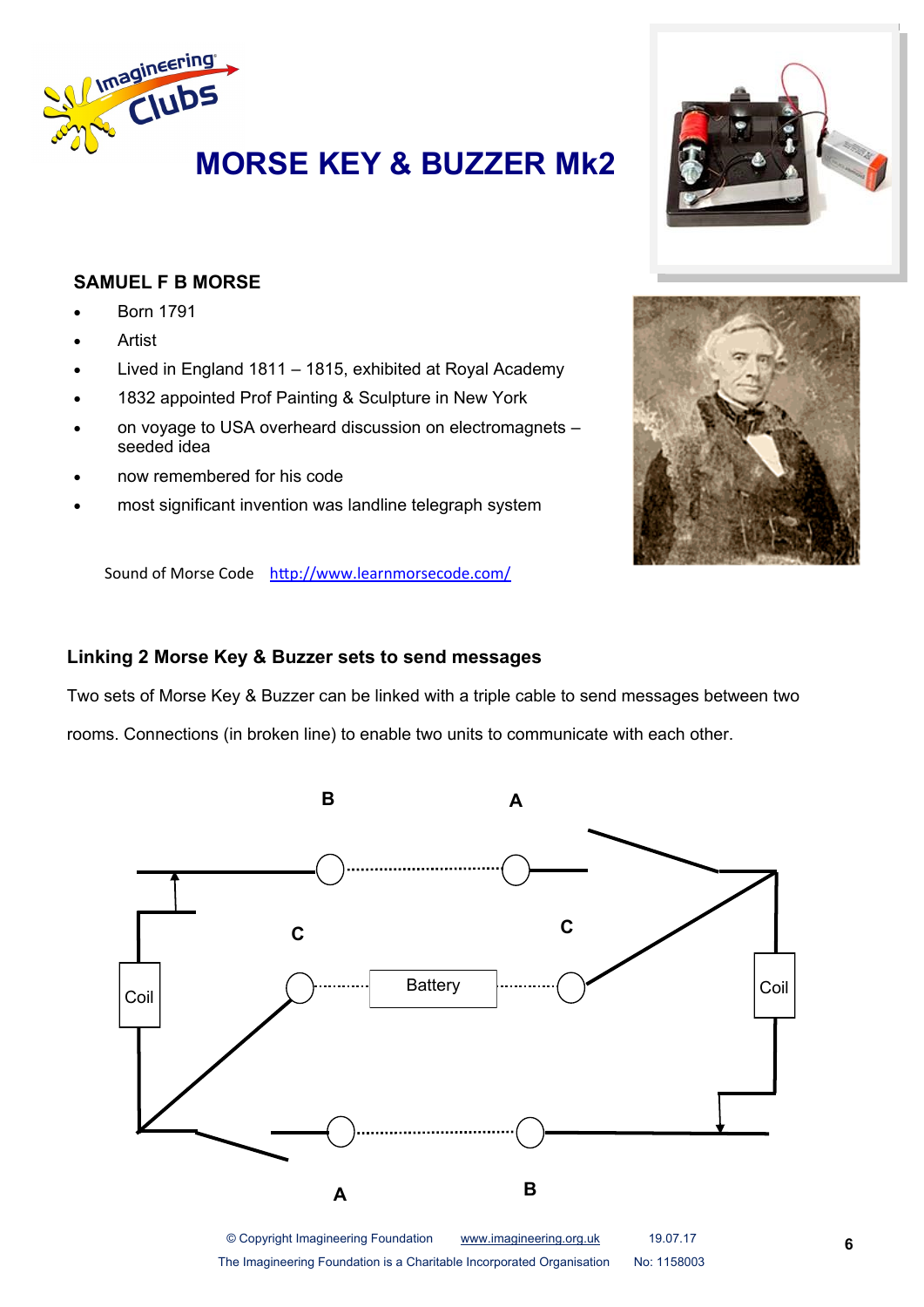# MORSE KEY & BUZZER Mk2

### SAMUEL F B MORSE

- Born 1791
- Artist
- Lived in England 1811 – 1815, exhibited at Royal Academy
- 1832 appointed Prof Painting & Sculpture in New York
- on voyage to USA overheard discussion on electromagnets – seeded idea
- now remembered for his code
- most significant invention was landline telegraph system

Sound of Morse Code http://www.learnmorsecode.com/

### Linking 2 Morse Key & Buzzer sets to send messages

Two sets of Morse Key & Buzzer can be linked with a triple cable to send messages between two rooms. Connections (in broken line) to enable two units to communicate with each other.

B A C C Coil Battery Coil A B

© Copyright Imagineering Foundation www.imagineering.org.uk 19.07.17
The Imagineering Foundation is a Charitable Incorporated Organisation No: 1158003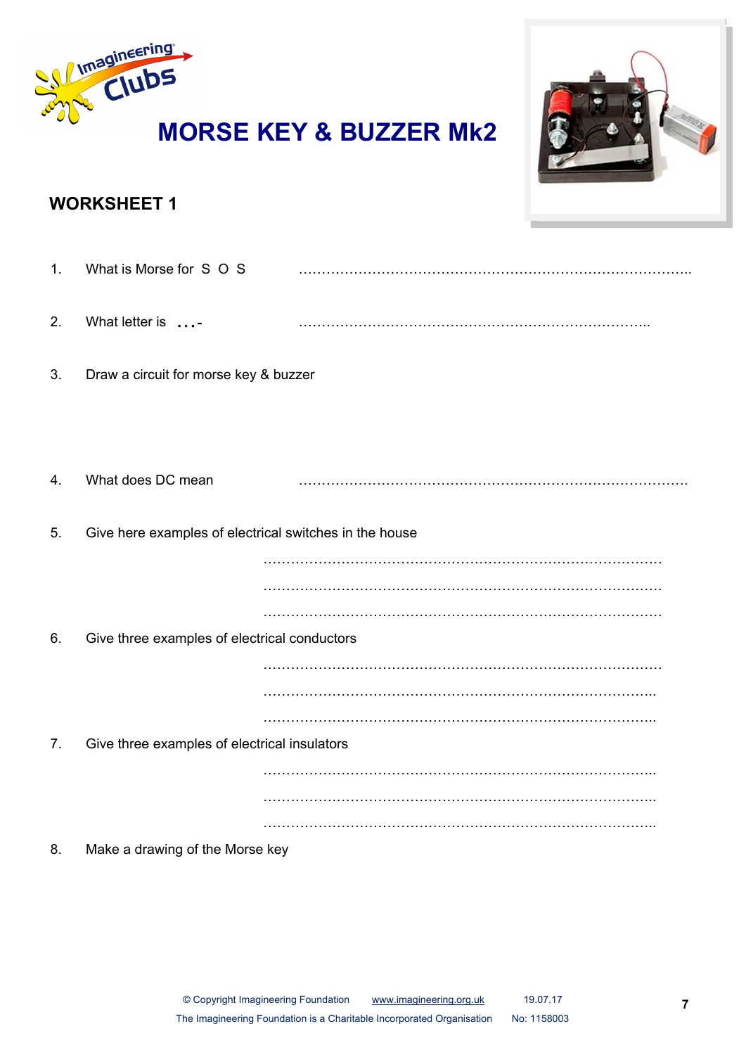# MORSE KEY & BUZZER Mk2

## WORKSHEET 1

1. What is Morse for S O S ……………………………………………………………………….

2. What letter is …- ……………………………………………………………………

3. Draw a circuit for morse key & buzzer

4. What does DC mean ……………………………………………………………………….

5. Give here examples of electrical switches in the house

   ……………………………………………………………………………
   
   ……………………………………………………………………………
   
   ……………………………………………………………………………

6. Give three examples of electrical conductors

   ……………………………………………………………………………
   
   ……………………………………………………………………………
   
   ……………………………………………………………………………

7. Give three examples of electrical insulators

   ……………………………………………………………………………
   
   ……………………………………………………………………………
   
   ……………………………………………………………………………

8. Make a drawing of the Morse key

© Copyright Imagineering Foundation www.imagineering.org.uk 19.07.17
The Imagineering Foundation is a Charitable Incorporated Organisation No: 1158003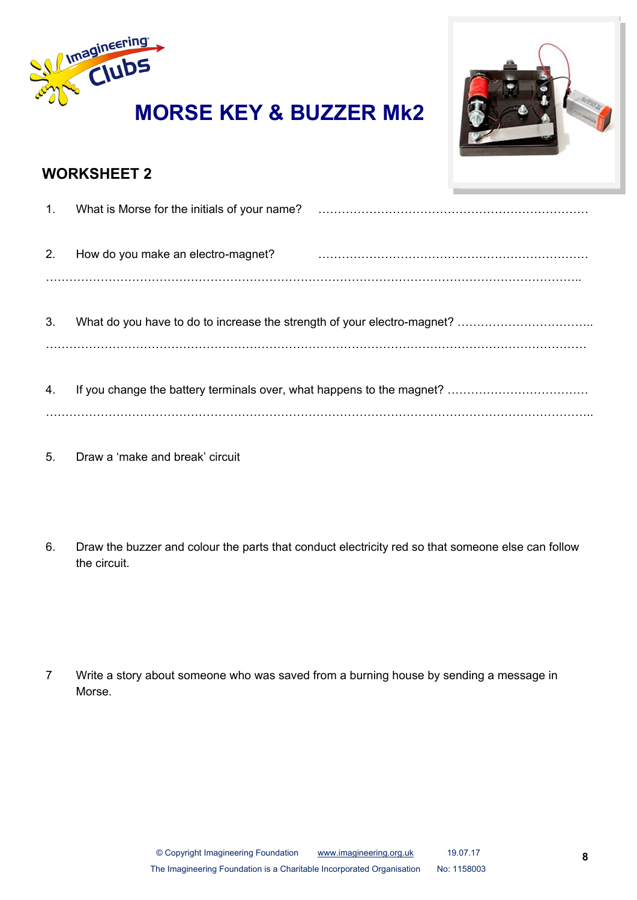# MORSE KEY & BUZZER Mk2

## WORKSHEET 2

1. What is Morse for the initials of your name? ……………………………………………………………

2. How do you make an electro-magnet? ……………………………………………………………
…………………………………………………………………………………………………………………

3. What do you have to do to increase the strength of your electro-magnet? ……………………………..
…………………………………………………………………………………………………………………

4. If you change the battery terminals over, what happens to the magnet? ………………………………
…………………………………………………………………………………………………………………

5. Draw a 'make and break' circuit

6. Draw the buzzer and colour the parts that conduct electricity red so that someone else can follow the circuit.

7. Write a story about someone who was saved from a burning house by sending a message in Morse.

© Copyright Imagineering Foundation www.imagineering.org.uk 19.07.17
The Imagineering Foundation is a Charitable Incorporated Organisation No: 1158003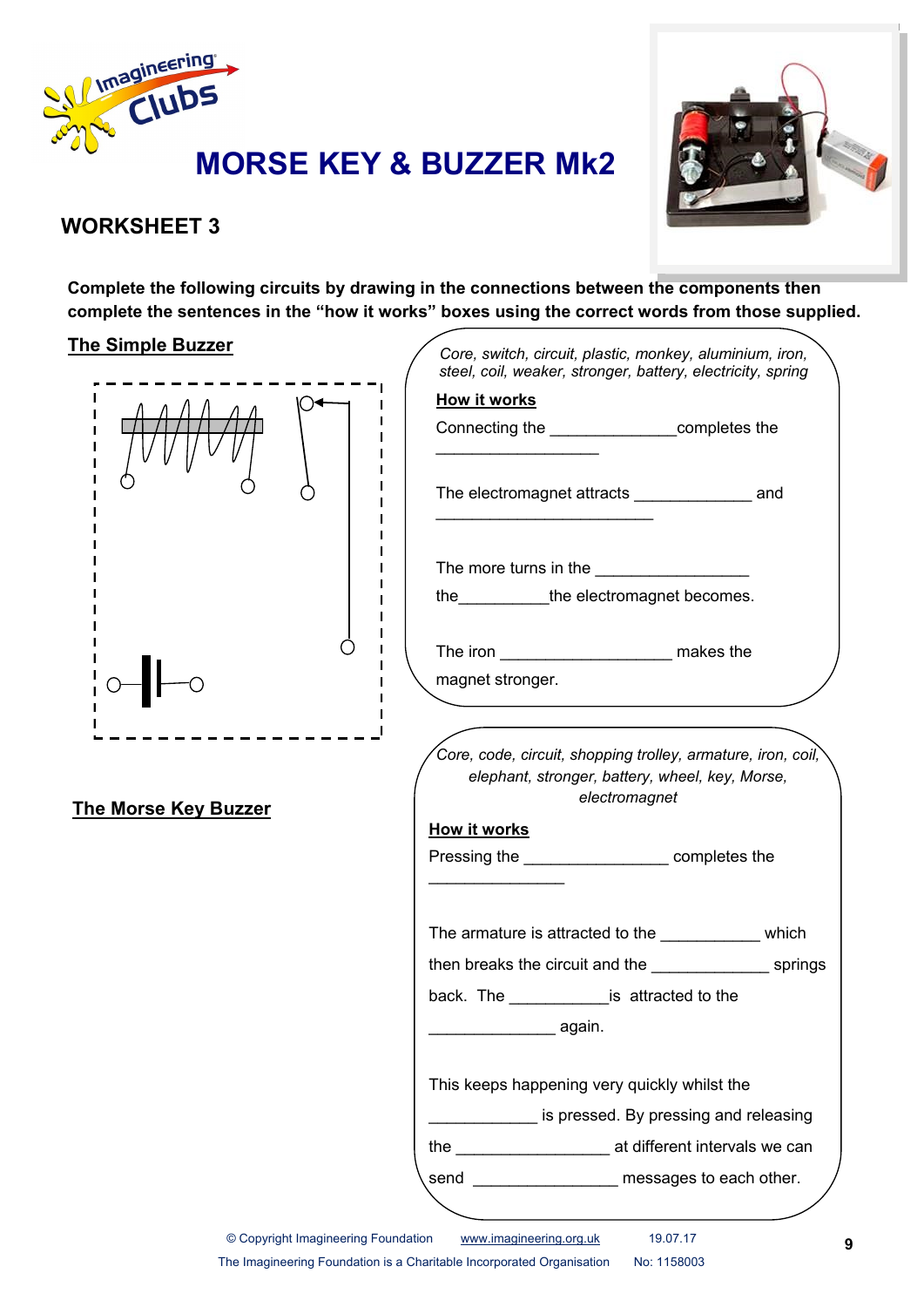# MORSE KEY & BUZZER Mk2

## WORKSHEET 3

**Complete the following circuits by drawing in the connections between the components then complete the sentences in the "how it works" boxes using the correct words from those supplied.**

### The Simple Buzzer

*Core, switch, circuit, plastic, monkey, aluminium, iron, steel, coil, weaker, stronger, battery, electricity, spring*

**How it works**

Connecting the ______________completes the __________________

The electromagnet attracts _____________ and _________________________

The more turns in the _________________ the__________the electromagnet becomes.

The iron ___________________ makes the magnet stronger.

### The Morse Key Buzzer

*Core, code, circuit, shopping trolley, armature, iron, coil, elephant, stronger, battery, wheel, key, Morse, electromagnet*

**How it works**

Pressing the ________________ completes the _______________

The armature is attracted to the ___________ which then breaks the circuit and the _____________ springs back. The ___________is attracted to the ______________ again.

This keeps happening very quickly whilst the ____________ is pressed. By pressing and releasing the _________________ at different intervals we can send ________________ messages to each other.

© Copyright Imagineering Foundation www.imagineering.org.uk 19.07.17
The Imagineering Foundation is a Charitable Incorporated Organisation No: 1158003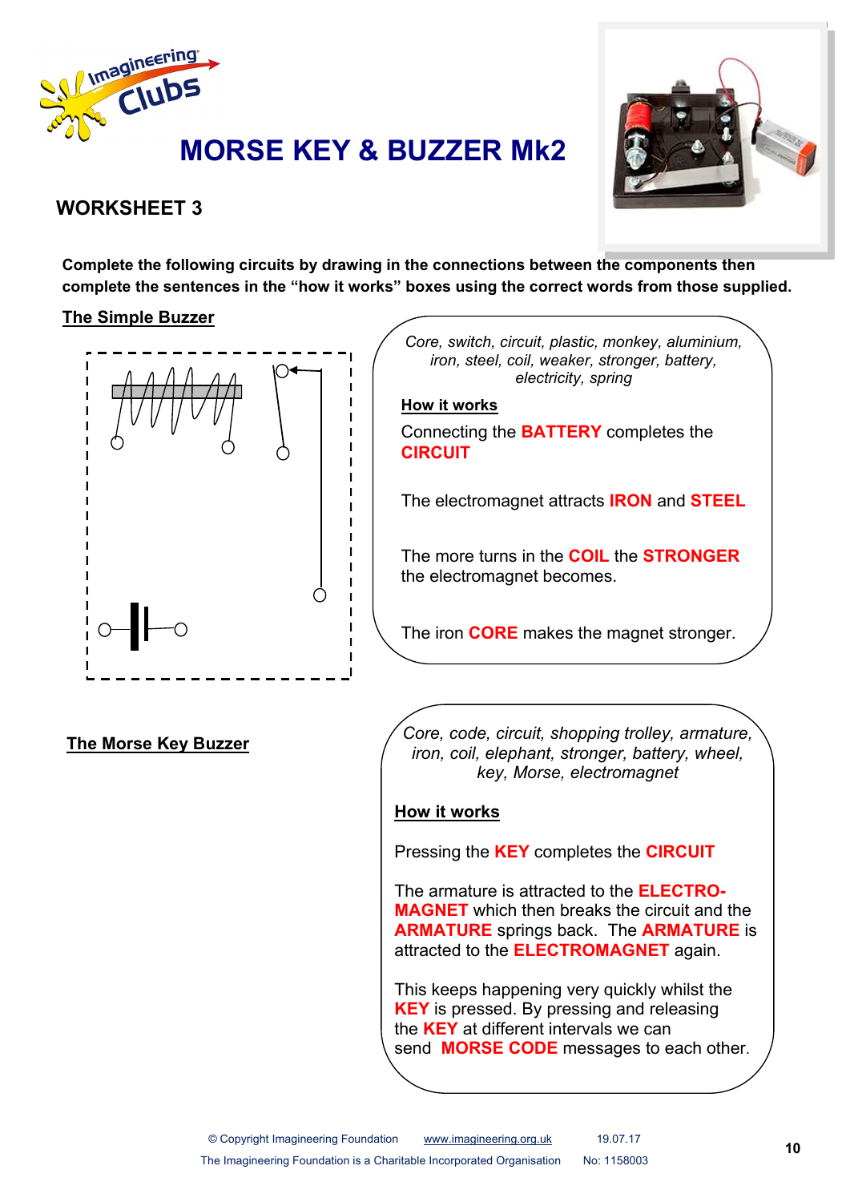# MORSE KEY & BUZZER Mk2

## WORKSHEET 3

**Complete the following circuits by drawing in the connections between the components then complete the sentences in the "how it works" boxes using the correct words from those supplied.**

### The Simple Buzzer

*Core, switch, circuit, plastic, monkey, aluminium, iron, steel, coil, weaker, stronger, battery, electricity, spring*

**How it works**

Connecting the **BATTERY** completes the **CIRCUIT**

The electromagnet attracts **IRON** and **STEEL**

The more turns in the **COIL** the **STRONGER** the electromagnet becomes.

The iron **CORE** makes the magnet stronger.

### The Morse Key Buzzer

*Core, code, circuit, shopping trolley, armature, iron, coil, elephant, stronger, battery, wheel, key, Morse, electromagnet*

**How it works**

Pressing the **KEY** completes the **CIRCUIT**

The armature is attracted to the **ELECTRO-MAGNET** which then breaks the circuit and the **ARMATURE** springs back. The **ARMATURE** is attracted to the **ELECTROMAGNET** again.

This keeps happening very quickly whilst the **KEY** is pressed. By pressing and releasing the **KEY** at different intervals we can send **MORSE CODE** messages to each other.

© Copyright Imagineering Foundation www.imagineering.org.uk 19.07.17
The Imagineering Foundation is a Charitable Incorporated Organisation No: 1158003